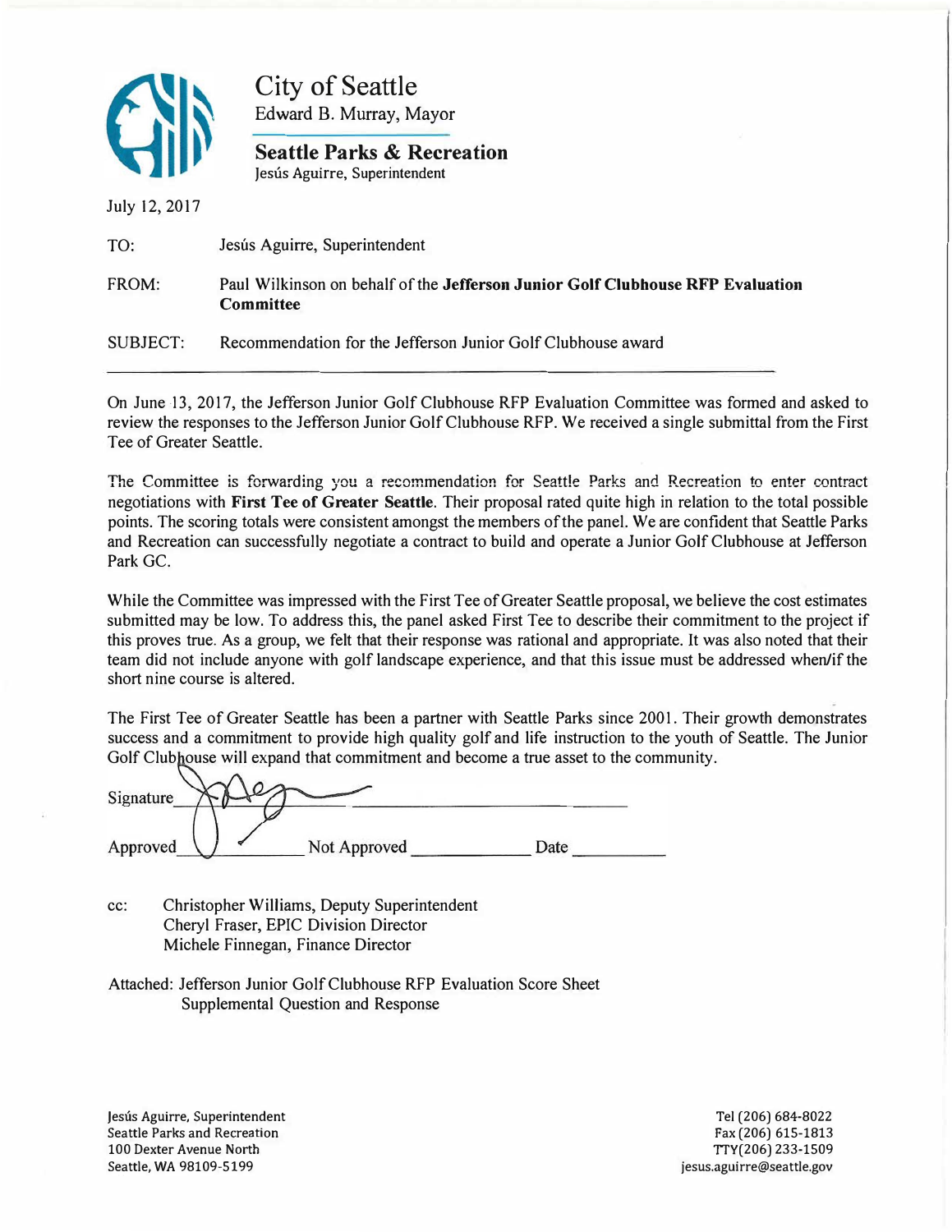# City of Seattle

Edward B. Murray, Mayor

## Seattle Parks & Recreation

Jesús Aguirre, Superintendent

July 12, 2017

TO: Jesús Aguirre, Superintendent

FROM: Paul Wilkinson on behalf of the **Jefferson Junior Golf Clubhouse RFP Evaluation Committee**

SUBJECT: Recommendation for the Jefferson Junior Golf Clubhouse award

---

On June 13, 2017, the Jefferson Junior Golf Clubhouse RFP Evaluation Committee was formed and asked to review the responses to the Jefferson Junior Golf Clubhouse RFP. We received a single submittal from the First Tee of Greater Seattle.

The Committee is forwarding you a recommendation for Seattle Parks and Recreation to enter contract negotiations with **First Tee of Greater Seattle**. Their proposal rated quite high in relation to the total possible points. The scoring totals were consistent amongst the members of the panel. We are confident that Seattle Parks and Recreation can successfully negotiate a contract to build and operate a Junior Golf Clubhouse at Jefferson Park GC.

While the Committee was impressed with the First Tee of Greater Seattle proposal, we believe the cost estimates submitted may be low. To address this, the panel asked First Tee to describe their commitment to the project if this proves true. As a group, we felt that their response was rational and appropriate. It was also noted that their team did not include anyone with golf landscape experience, and that this issue must be addressed when/if the short nine course is altered.

The First Tee of Greater Seattle has been a partner with Seattle Parks since 2001. Their growth demonstrates success and a commitment to provide high quality golf and life instruction to the youth of Seattle. The Junior Golf Clubhouse will expand that commitment and become a true asset to the community.

Signature ____________________________

Approved __________ Not Approved __________ Date __________

cc: Christopher Williams, Deputy Superintendent
Cheryl Fraser, EPIC Division Director
Michele Finnegan, Finance Director

Attached: Jefferson Junior Golf Clubhouse RFP Evaluation Score Sheet
Supplemental Question and Response

Jesús Aguirre, Superintendent
Seattle Parks and Recreation
100 Dexter Avenue North
Seattle, WA 98109-5199

Tel (206) 684-8022
Fax (206) 615-1813
TTY(206) 233-1509
jesus.aguirre@seattle.gov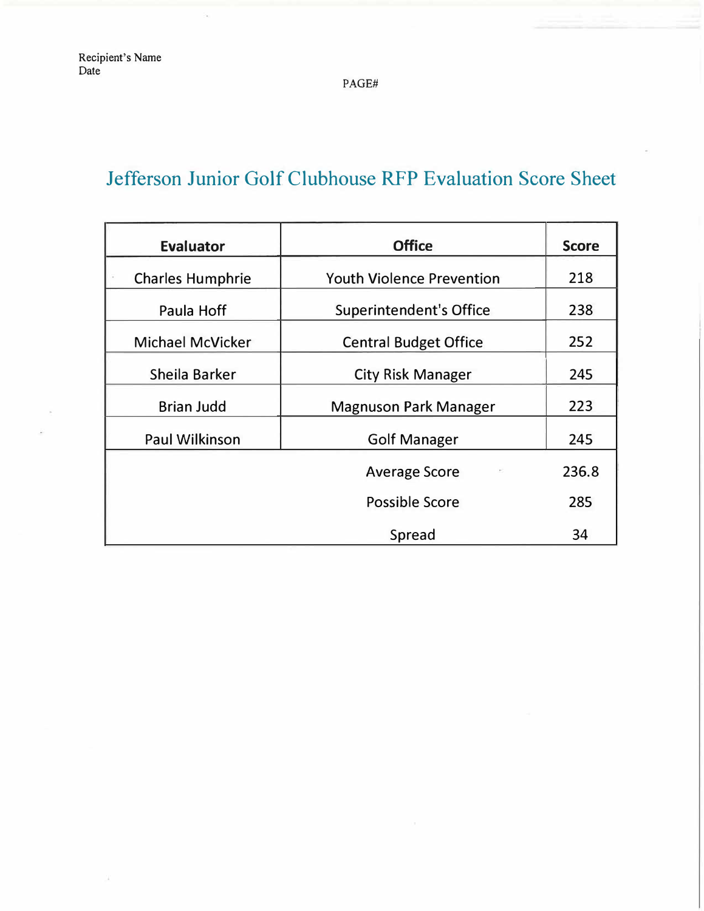# Jefferson Junior Golf Clubhouse RFP Evaluation Score Sheet

| Evaluator | Office | Score |
|---|---|---|
| Charles Humphrie | Youth Violence Prevention | 218 |
| Paula Hoff | Superintendent's Office | 238 |
| Michael McVicker | Central Budget Office | 252 |
| Sheila Barker | City Risk Manager | 245 |
| Brian Judd | Magnuson Park Manager | 223 |
| Paul Wilkinson | Golf Manager | 245 |
| | Average Score | 236.8 |
| | Possible Score | 285 |
| | Spread | 34 |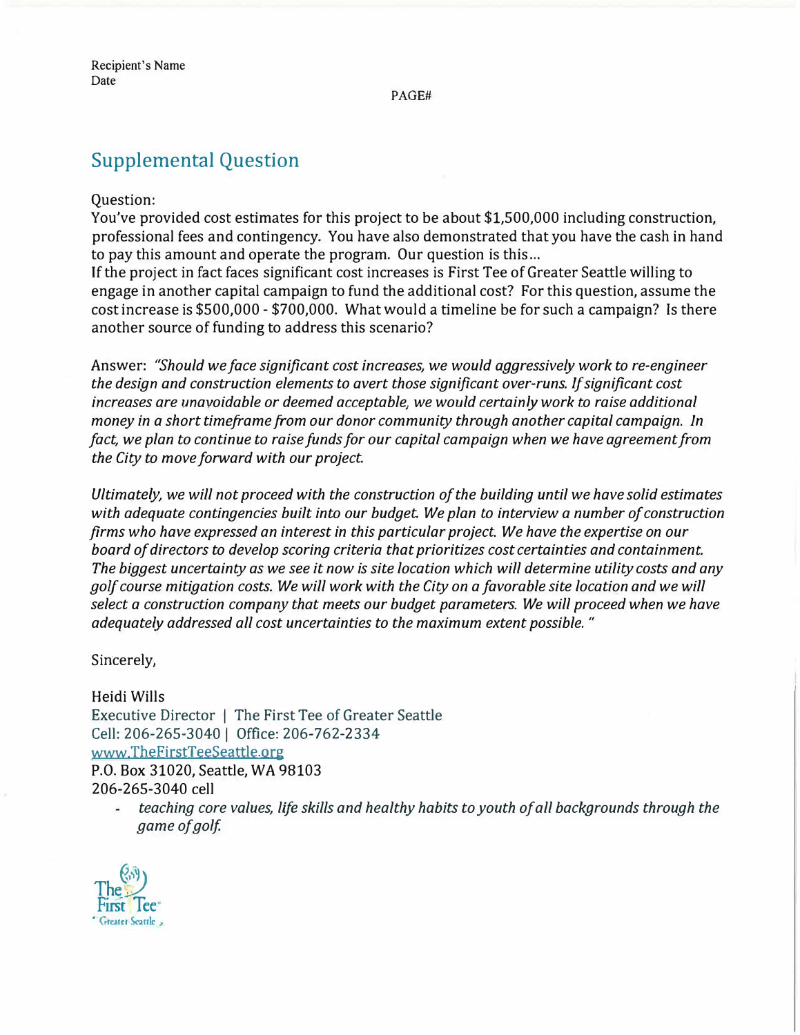Recipient's Name
Date

PAGE#

## Supplemental Question

Question:
You've provided cost estimates for this project to be about $1,500,000 including construction, professional fees and contingency. You have also demonstrated that you have the cash in hand to pay this amount and operate the program. Our question is this...
If the project in fact faces significant cost increases is First Tee of Greater Seattle willing to engage in another capital campaign to fund the additional cost? For this question, assume the cost increase is $500,000 - $700,000. What would a timeline be for such a campaign? Is there another source of funding to address this scenario?

Answer: *"Should we face significant cost increases, we would aggressively work to re-engineer the design and construction elements to avert those significant over-runs. If significant cost increases are unavoidable or deemed acceptable, we would certainly work to raise additional money in a short timeframe from our donor community through another capital campaign. In fact, we plan to continue to raise funds for our capital campaign when we have agreement from the City to move forward with our project.*

*Ultimately, we will not proceed with the construction of the building until we have solid estimates with adequate contingencies built into our budget. We plan to interview a number of construction firms who have expressed an interest in this particular project. We have the expertise on our board of directors to develop scoring criteria that prioritizes cost certainties and containment. The biggest uncertainty as we see it now is site location which will determine utility costs and any golf course mitigation costs. We will work with the City on a favorable site location and we will select a construction company that meets our budget parameters. We will proceed when we have adequately addressed all cost uncertainties to the maximum extent possible."*

Sincerely,

Heidi Wills
Executive Director | The First Tee of Greater Seattle
Cell: 206-265-3040 | Office: 206-762-2334
www.TheFirstTeeSeattle.org
P.O. Box 31020, Seattle, WA 98103
206-265-3040 cell

- *teaching core values, life skills and healthy habits to youth of all backgrounds through the game of golf.*

The First Tee
Greater Seattle